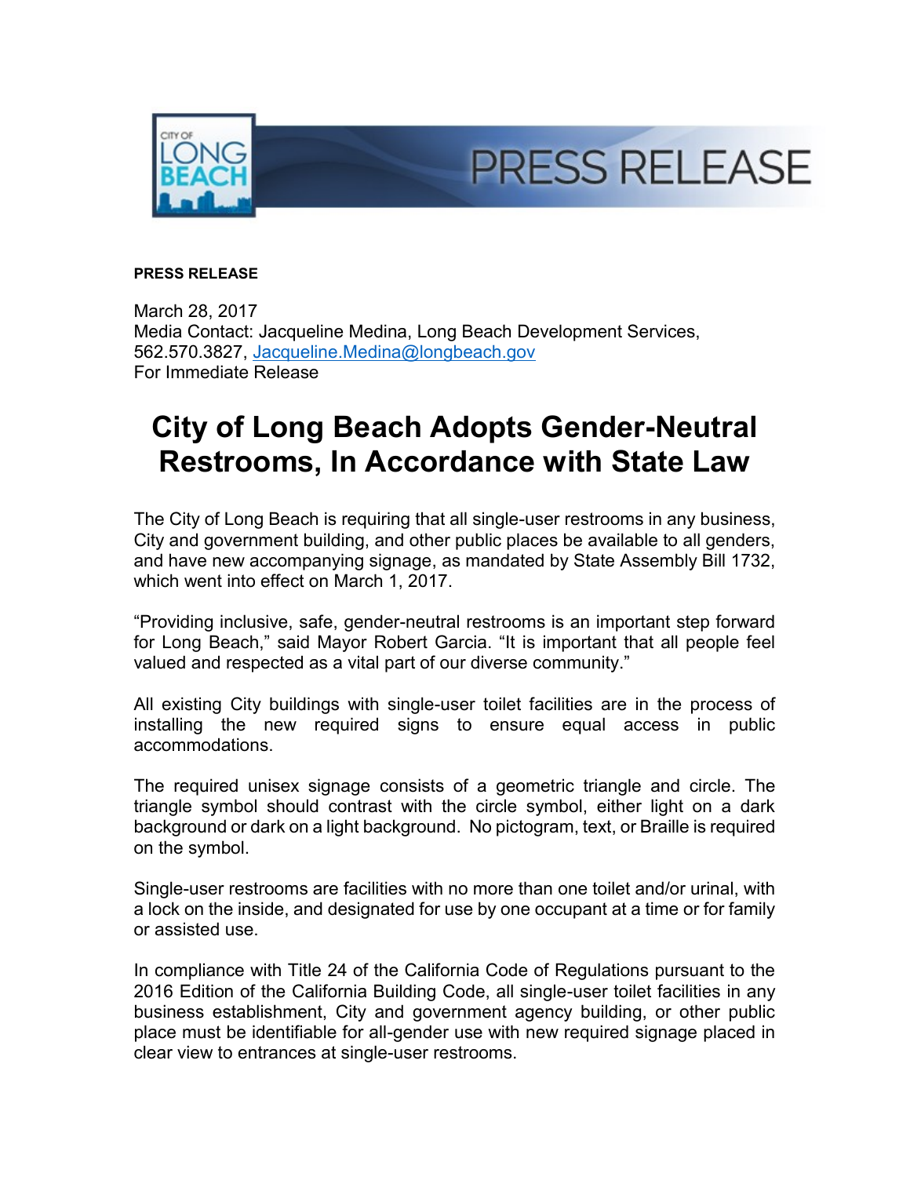**PRESS RELEASE**

March 28, 2017
Media Contact: Jacqueline Medina, Long Beach Development Services, 562.570.3827, Jacqueline.Medina@longbeach.gov
For Immediate Release

# City of Long Beach Adopts Gender-Neutral Restrooms, In Accordance with State Law

The City of Long Beach is requiring that all single-user restrooms in any business, City and government building, and other public places be available to all genders, and have new accompanying signage, as mandated by State Assembly Bill 1732, which went into effect on March 1, 2017.

"Providing inclusive, safe, gender-neutral restrooms is an important step forward for Long Beach," said Mayor Robert Garcia. "It is important that all people feel valued and respected as a vital part of our diverse community."

All existing City buildings with single-user toilet facilities are in the process of installing the new required signs to ensure equal access in public accommodations.

The required unisex signage consists of a geometric triangle and circle. The triangle symbol should contrast with the circle symbol, either light on a dark background or dark on a light background. No pictogram, text, or Braille is required on the symbol.

Single-user restrooms are facilities with no more than one toilet and/or urinal, with a lock on the inside, and designated for use by one occupant at a time or for family or assisted use.

In compliance with Title 24 of the California Code of Regulations pursuant to the 2016 Edition of the California Building Code, all single-user toilet facilities in any business establishment, City and government agency building, or other public place must be identifiable for all-gender use with new required signage placed in clear view to entrances at single-user restrooms.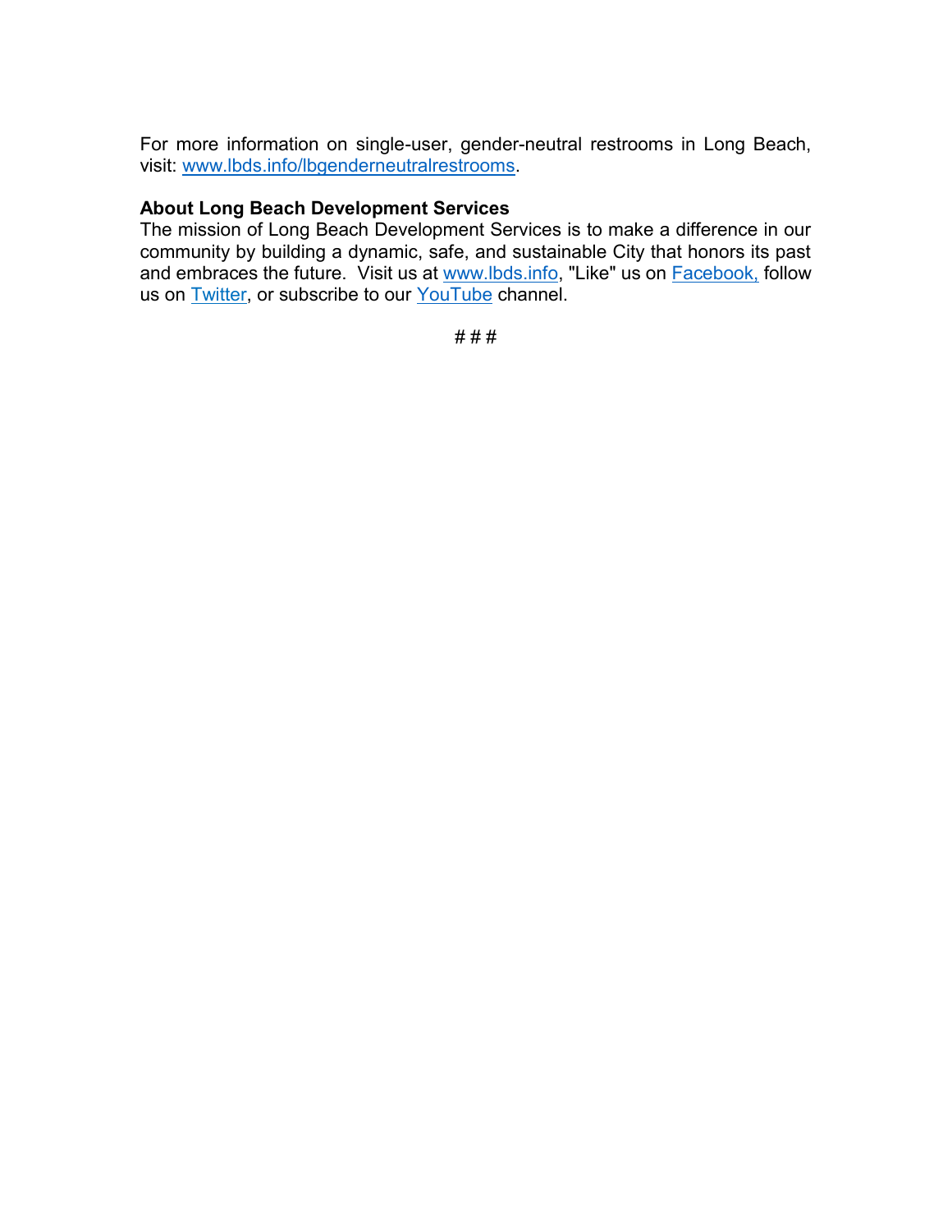For more information on single-user, gender-neutral restrooms in Long Beach, visit: [www.lbds.info/lbgenderneutralrestrooms](http://www.lbds.info/lbgenderneutralrestrooms).

**About Long Beach Development Services**

The mission of Long Beach Development Services is to make a difference in our community by building a dynamic, safe, and sustainable City that honors its past and embraces the future. Visit us at [www.lbds.info](http://www.lbds.info), "Like" us on Facebook, follow us on Twitter, or subscribe to our YouTube channel.

# # #